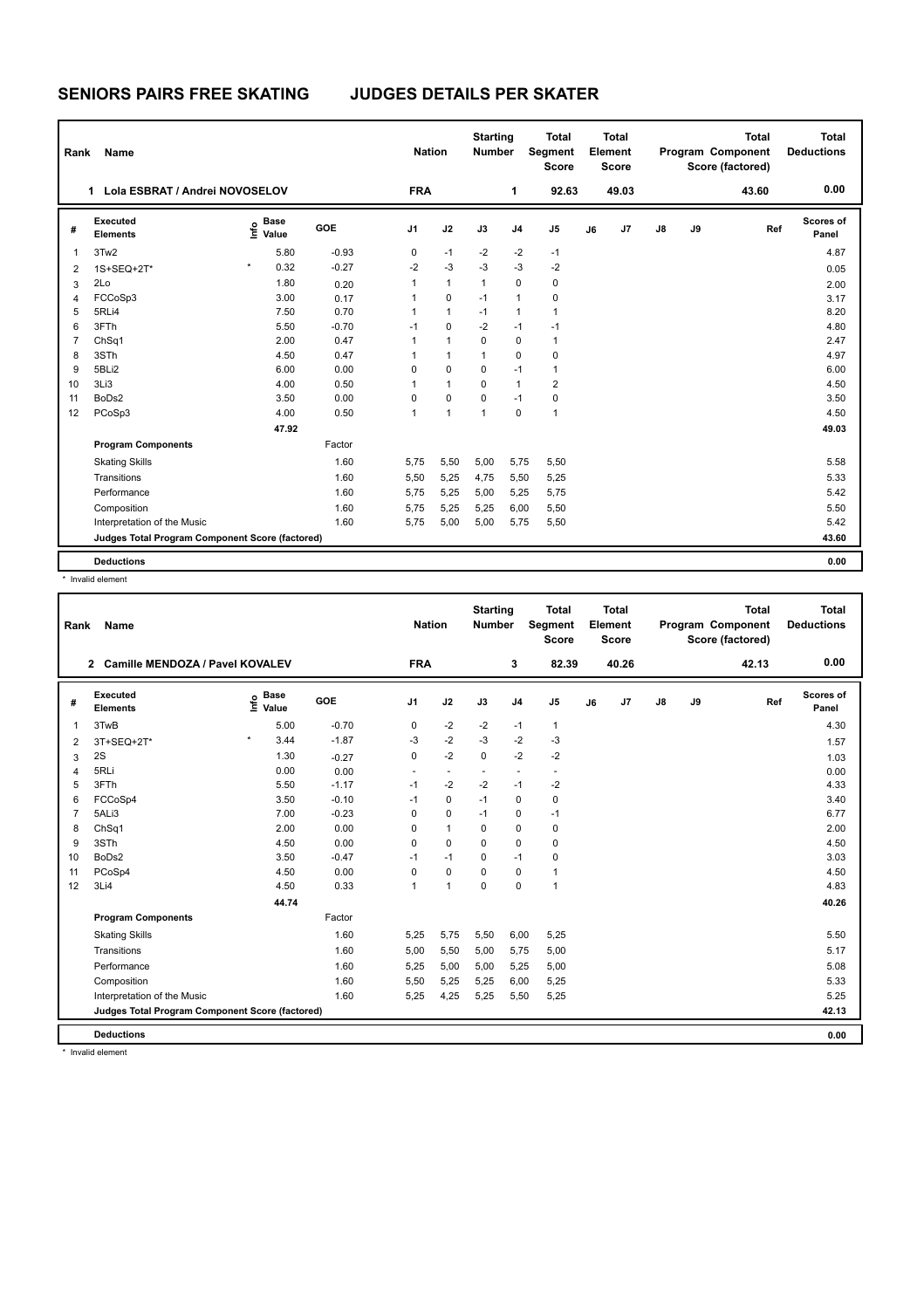# SENIORS PAIRS FREE SKATING JUDGES DETAILS PER SKATER

| Rank | Name | Nation | Starting Number | Total Segment Score | Total Element Score | Total Program Component Score (factored) | Total Deductions |
|---|---|---|---|---|---|---|---|
| 1 | Lola ESBRAT / Andrei NOVOSELOV | FRA | 1 | 92.63 | 49.03 | 43.60 | 0.00 |

| # | Executed Elements | Info | Base Value | GOE | J1 | J2 | J3 | J4 | J5 | J6 | J7 | J8 | J9 | Ref | Scores of Panel |
|---|---|---|---|---|---|---|---|---|---|---|---|---|---|---|---|
| 1 | 3Tw2 | | 5.80 | -0.93 | 0 | -1 | -2 | -2 | -1 | | | | | | 4.87 |
| 2 | 1S+SEQ+2T* | * | 0.32 | -0.27 | -2 | -3 | -3 | -3 | -2 | | | | | | 0.05 |
| 3 | 2Lo | | 1.80 | 0.20 | 1 | 1 | 1 | 0 | 0 | | | | | | 2.00 |
| 4 | FCCoSp3 | | 3.00 | 0.17 | 1 | 0 | -1 | 1 | 0 | | | | | | 3.17 |
| 5 | 5RLi4 | | 7.50 | 0.70 | 1 | 1 | -1 | 1 | 1 | | | | | | 8.20 |
| 6 | 3FTh | | 5.50 | -0.70 | -1 | 0 | -2 | -1 | -1 | | | | | | 4.80 |
| 7 | ChSq1 | | 2.00 | 0.47 | 1 | 1 | 0 | 0 | 1 | | | | | | 2.47 |
| 8 | 3STh | | 4.50 | 0.47 | 1 | 1 | 1 | 0 | 0 | | | | | | 4.97 |
| 9 | 5BLi2 | | 6.00 | 0.00 | 0 | 0 | 0 | -1 | 1 | | | | | | 6.00 |
| 10 | 3Li3 | | 4.00 | 0.50 | 1 | 1 | 0 | 1 | 2 | | | | | | 4.50 |
| 11 | BoDs2 | | 3.50 | 0.00 | 0 | 0 | 0 | -1 | 0 | | | | | | 3.50 |
| 12 | PCoSp3 | | 4.00 | 0.50 | 1 | 1 | 1 | 0 | 1 | | | | | | 4.50 |
| | | | 47.92 | | | | | | | | | | | | 49.03 |
| | Program Components | | | Factor | | | | | | | | | | | |
| | Skating Skills | | | 1.60 | 5,75 | 5,50 | 5,00 | 5,75 | 5,50 | | | | | | 5.58 |
| | Transitions | | | 1.60 | 5,50 | 5,25 | 4,75 | 5,50 | 5,25 | | | | | | 5.33 |
| | Performance | | | 1.60 | 5,75 | 5,25 | 5,00 | 5,25 | 5,75 | | | | | | 5.42 |
| | Composition | | | 1.60 | 5,75 | 5,25 | 5,25 | 6,00 | 5,50 | | | | | | 5.50 |
| | Interpretation of the Music | | | 1.60 | 5,75 | 5,00 | 5,00 | 5,75 | 5,50 | | | | | | 5.42 |
| | Judges Total Program Component Score (factored) | | | | | | | | | | | | | | 43.60 |
| | Deductions | | | | | | | | | | | | | | 0.00 |

\* Invalid element

| Rank | Name | Nation | Starting Number | Total Segment Score | Total Element Score | Total Program Component Score (factored) | Total Deductions |
|---|---|---|---|---|---|---|---|
| 2 | Camille MENDOZA / Pavel KOVALEV | FRA | 3 | 82.39 | 40.26 | 42.13 | 0.00 |

| # | Executed Elements | Info | Base Value | GOE | J1 | J2 | J3 | J4 | J5 | J6 | J7 | J8 | J9 | Ref | Scores of Panel |
|---|---|---|---|---|---|---|---|---|---|---|---|---|---|---|---|
| 1 | 3TwB | | 5.00 | -0.70 | 0 | -2 | -2 | -1 | 1 | | | | | | 4.30 |
| 2 | 3T+SEQ+2T* | * | 3.44 | -1.87 | -3 | -2 | -3 | -2 | -3 | | | | | | 1.57 |
| 3 | 2S | | 1.30 | -0.27 | 0 | -2 | 0 | -2 | -2 | | | | | | 1.03 |
| 4 | 5RLi | | 0.00 | 0.00 | - | - | - | - | - | | | | | | 0.00 |
| 5 | 3FTh | | 5.50 | -1.17 | -1 | -2 | -2 | -1 | -2 | | | | | | 4.33 |
| 6 | FCCoSp4 | | 3.50 | -0.10 | -1 | 0 | -1 | 0 | 0 | | | | | | 3.40 |
| 7 | 5ALi3 | | 7.00 | -0.23 | 0 | 0 | -1 | 0 | -1 | | | | | | 6.77 |
| 8 | ChSq1 | | 2.00 | 0.00 | 0 | 1 | 0 | 0 | 0 | | | | | | 2.00 |
| 9 | 3STh | | 4.50 | 0.00 | 0 | 0 | 0 | 0 | 0 | | | | | | 4.50 |
| 10 | BoDs2 | | 3.50 | -0.47 | -1 | -1 | 0 | -1 | 0 | | | | | | 3.03 |
| 11 | PCoSp4 | | 4.50 | 0.00 | 0 | 0 | 0 | 0 | 1 | | | | | | 4.50 |
| 12 | 3Li4 | | 4.50 | 0.33 | 1 | 1 | 0 | 0 | 1 | | | | | | 4.83 |
| | | | 44.74 | | | | | | | | | | | | 40.26 |
| | Program Components | | | Factor | | | | | | | | | | | |
| | Skating Skills | | | 1.60 | 5,25 | 5,75 | 5,50 | 6,00 | 5,25 | | | | | | 5.50 |
| | Transitions | | | 1.60 | 5,00 | 5,50 | 5,00 | 5,75 | 5,00 | | | | | | 5.17 |
| | Performance | | | 1.60 | 5,25 | 5,00 | 5,00 | 5,25 | 5,00 | | | | | | 5.08 |
| | Composition | | | 1.60 | 5,50 | 5,25 | 5,25 | 6,00 | 5,25 | | | | | | 5.33 |
| | Interpretation of the Music | | | 1.60 | 5,25 | 4,25 | 5,25 | 5,50 | 5,25 | | | | | | 5.25 |
| | Judges Total Program Component Score (factored) | | | | | | | | | | | | | | 42.13 |
| | Deductions | | | | | | | | | | | | | | 0.00 |

\* Invalid element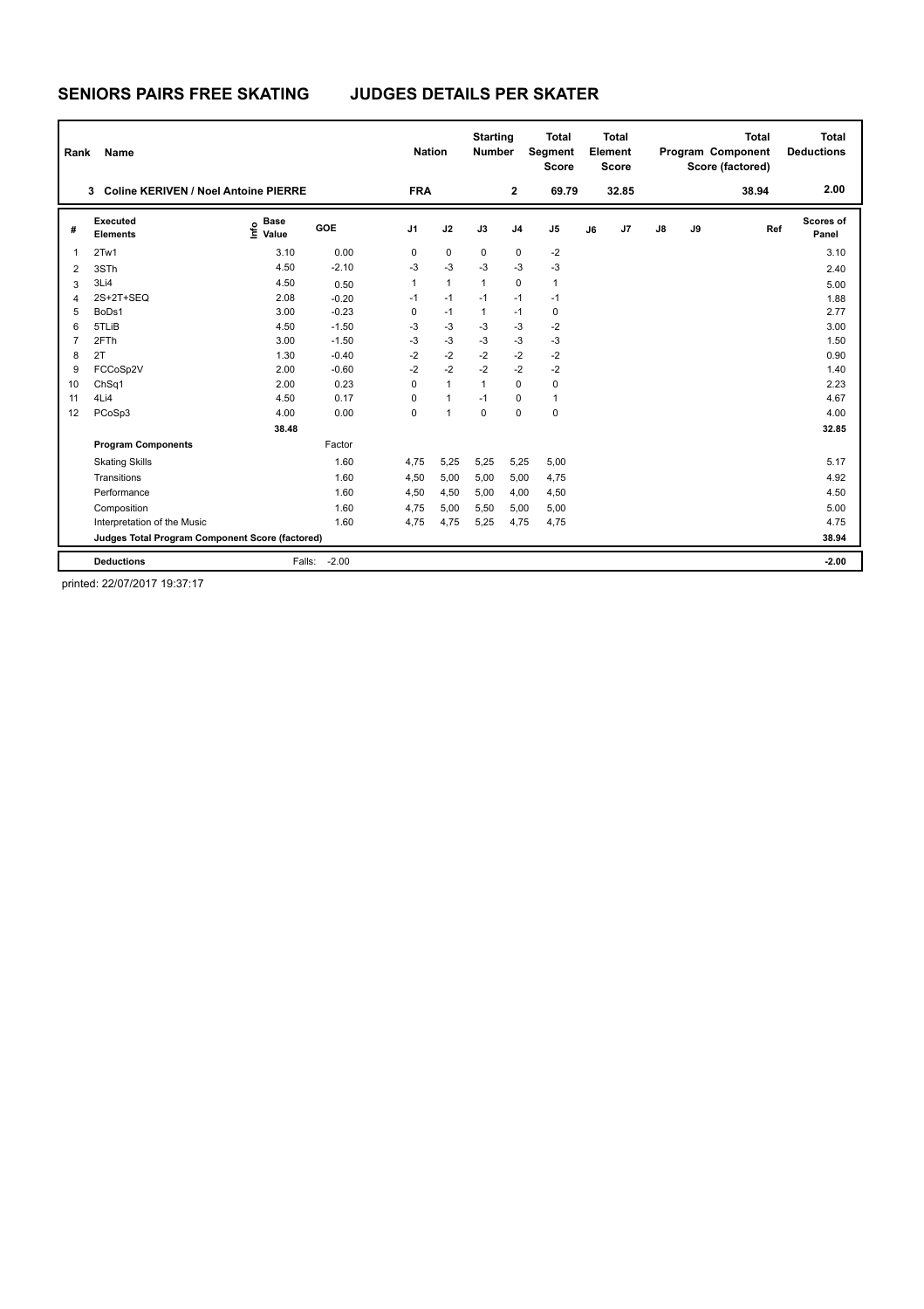# SENIORS PAIRS FREE SKATING JUDGES DETAILS PER SKATER

| Rank | Name | Nation | Starting Number | Total Segment Score | Total Element Score | Total Program Component Score (factored) | Total Deductions |
|---|---|---|---|---|---|---|---|
| 3 | Coline KERIVEN / Noel Antoine PIERRE | FRA | 2 | 69.79 | 32.85 | 38.94 | 2.00 |

| # | Executed Elements | Info | Base Value | GOE | J1 | J2 | J3 | J4 | J5 | J6 | J7 | J8 | J9 | Ref | Scores of Panel |
|---|---|---|---|---|---|---|---|---|---|---|---|---|---|---|---|
| 1 | 2Tw1 | | 3.10 | 0.00 | 0 | 0 | 0 | 0 | -2 | | | | | | 3.10 |
| 2 | 3STh | | 4.50 | -2.10 | -3 | -3 | -3 | -3 | -3 | | | | | | 2.40 |
| 3 | 3Li4 | | 4.50 | 0.50 | 1 | 1 | 1 | 0 | 1 | | | | | | 5.00 |
| 4 | 2S+2T+SEQ | | 2.08 | -0.20 | -1 | -1 | -1 | -1 | -1 | | | | | | 1.88 |
| 5 | BoDs1 | | 3.00 | -0.23 | 0 | -1 | 1 | -1 | 0 | | | | | | 2.77 |
| 6 | 5TLiB | | 4.50 | -1.50 | -3 | -3 | -3 | -3 | -2 | | | | | | 3.00 |
| 7 | 2FTh | | 3.00 | -1.50 | -3 | -3 | -3 | -3 | -3 | | | | | | 1.50 |
| 8 | 2T | | 1.30 | -0.40 | -2 | -2 | -2 | -2 | -2 | | | | | | 0.90 |
| 9 | FCCoSp2V | | 2.00 | -0.60 | -2 | -2 | -2 | -2 | -2 | | | | | | 1.40 |
| 10 | ChSq1 | | 2.00 | 0.23 | 0 | 1 | 1 | 0 | 0 | | | | | | 2.23 |
| 11 | 4Li4 | | 4.50 | 0.17 | 0 | 1 | -1 | 0 | 1 | | | | | | 4.67 |
| 12 | PCoSp3 | | 4.00 | 0.00 | 0 | 1 | 0 | 0 | 0 | | | | | | 4.00 |
| | | | 38.48 | | | | | | | | | | | | 32.85 |
| | **Program Components** | | | Factor | | | | | | | | | | | |
| | Skating Skills | | | 1.60 | 4,75 | 5,25 | 5,25 | 5,25 | 5,00 | | | | | | 5.17 |
| | Transitions | | | 1.60 | 4,50 | 5,00 | 5,00 | 5,00 | 4,75 | | | | | | 4.92 |
| | Performance | | | 1.60 | 4,50 | 4,50 | 5,00 | 4,00 | 4,50 | | | | | | 4.50 |
| | Composition | | | 1.60 | 4,75 | 5,00 | 5,50 | 5,00 | 5,00 | | | | | | 5.00 |
| | Interpretation of the Music | | | 1.60 | 4,75 | 4,75 | 5,25 | 4,75 | 4,75 | | | | | | 4.75 |
| | **Judges Total Program Component Score (factored)** | | | | | | | | | | | | | | 38.94 |
| | **Deductions** | | Falls: | -2.00 | | | | | | | | | | | -2.00 |

printed: 22/07/2017 19:37:17